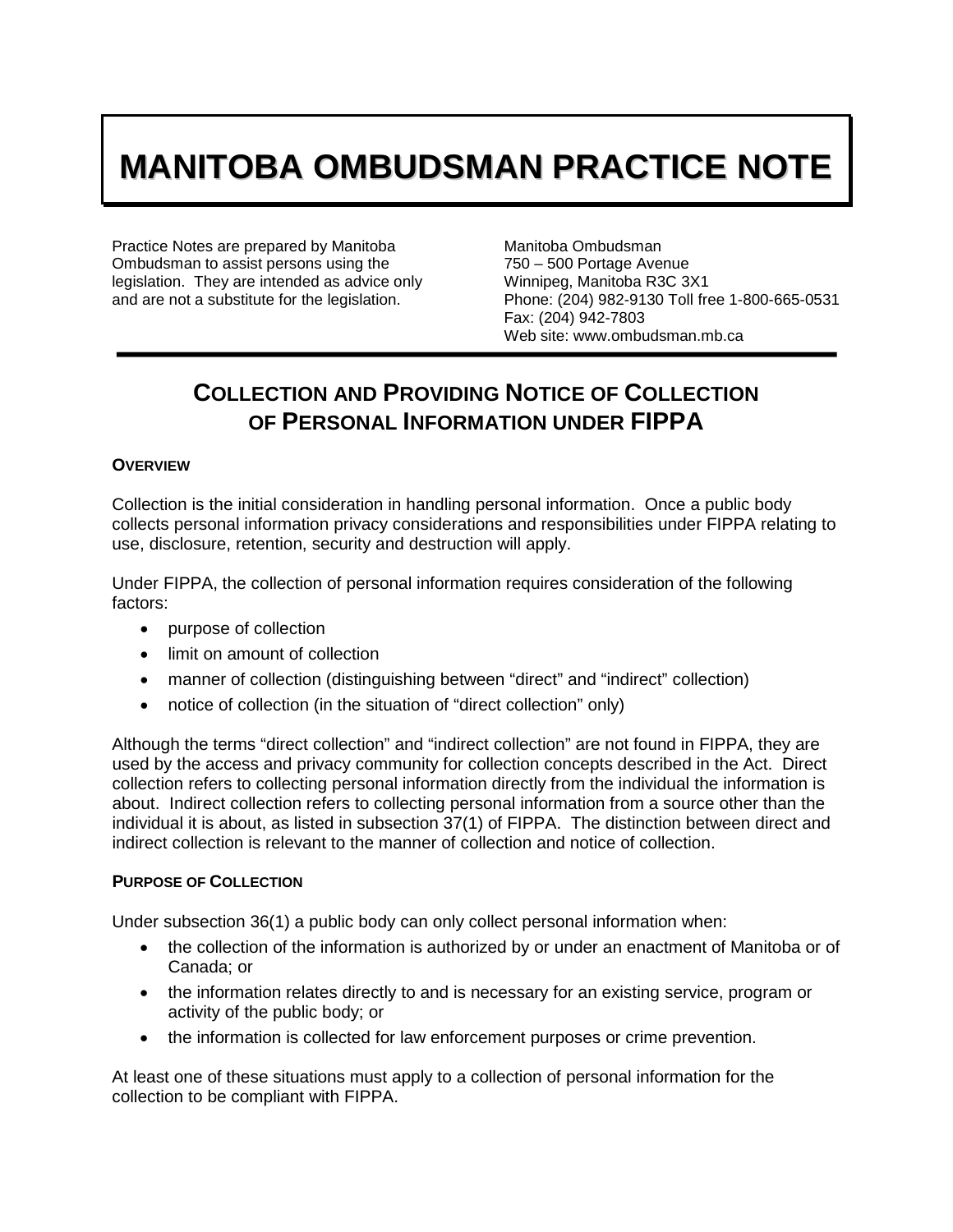# MANITOBA OMBUDSMAN PRACTICE NOTE

Practice Notes are prepared by Manitoba Ombudsman to assist persons using the legislation. They are intended as advice only and are not a substitute for the legislation.

Manitoba Ombudsman
750 – 500 Portage Avenue
Winnipeg, Manitoba R3C 3X1
Phone: (204) 982-9130 Toll free 1-800-665-0531
Fax: (204) 942-7803
Web site: www.ombudsman.mb.ca

## COLLECTION AND PROVIDING NOTICE OF COLLECTION OF PERSONAL INFORMATION UNDER FIPPA

### OVERVIEW

Collection is the initial consideration in handling personal information. Once a public body collects personal information privacy considerations and responsibilities under FIPPA relating to use, disclosure, retention, security and destruction will apply.

Under FIPPA, the collection of personal information requires consideration of the following factors:

- purpose of collection
- limit on amount of collection
- manner of collection (distinguishing between "direct" and "indirect" collection)
- notice of collection (in the situation of "direct collection" only)

Although the terms "direct collection" and "indirect collection" are not found in FIPPA, they are used by the access and privacy community for collection concepts described in the Act. Direct collection refers to collecting personal information directly from the individual the information is about. Indirect collection refers to collecting personal information from a source other than the individual it is about, as listed in subsection 37(1) of FIPPA. The distinction between direct and indirect collection is relevant to the manner of collection and notice of collection.

### PURPOSE OF COLLECTION

Under subsection 36(1) a public body can only collect personal information when:

- the collection of the information is authorized by or under an enactment of Manitoba or of Canada; or
- the information relates directly to and is necessary for an existing service, program or activity of the public body; or
- the information is collected for law enforcement purposes or crime prevention.

At least one of these situations must apply to a collection of personal information for the collection to be compliant with FIPPA.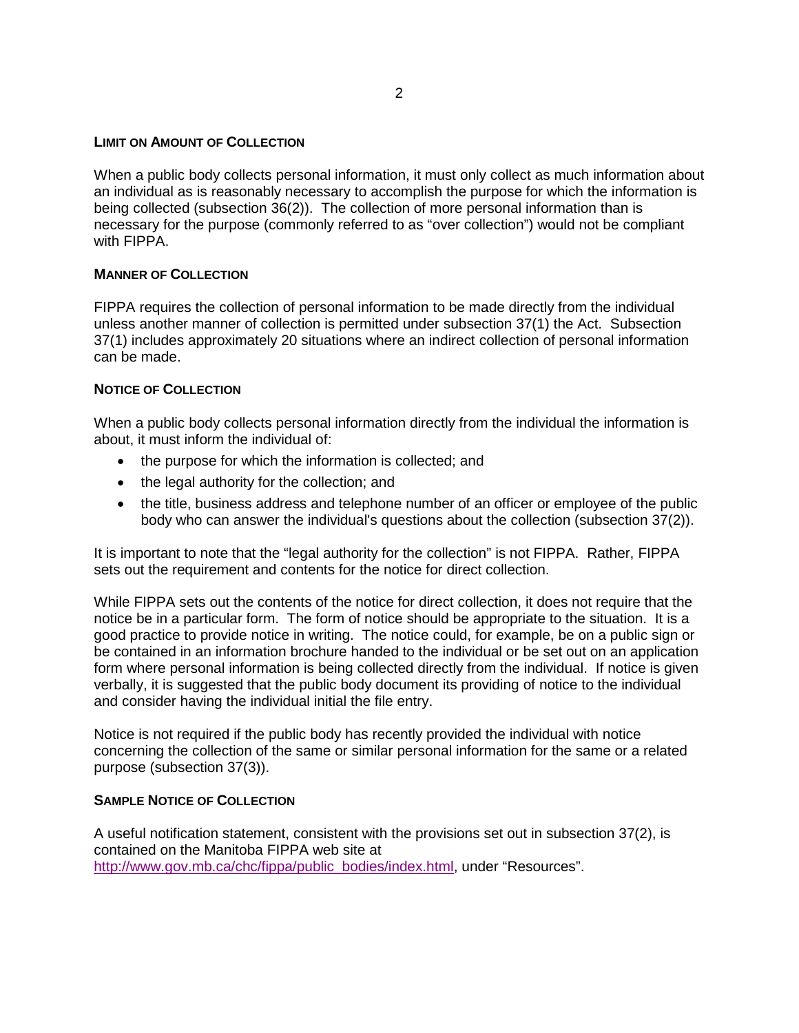### LIMIT ON AMOUNT OF COLLECTION

When a public body collects personal information, it must only collect as much information about an individual as is reasonably necessary to accomplish the purpose for which the information is being collected (subsection 36(2)). The collection of more personal information than is necessary for the purpose (commonly referred to as "over collection") would not be compliant with FIPPA.

### MANNER OF COLLECTION

FIPPA requires the collection of personal information to be made directly from the individual unless another manner of collection is permitted under subsection 37(1) the Act. Subsection 37(1) includes approximately 20 situations where an indirect collection of personal information can be made.

### NOTICE OF COLLECTION

When a public body collects personal information directly from the individual the information is about, it must inform the individual of:

- the purpose for which the information is collected; and
- the legal authority for the collection; and
- the title, business address and telephone number of an officer or employee of the public body who can answer the individual's questions about the collection (subsection 37(2)).

It is important to note that the "legal authority for the collection" is not FIPPA. Rather, FIPPA sets out the requirement and contents for the notice for direct collection.

While FIPPA sets out the contents of the notice for direct collection, it does not require that the notice be in a particular form. The form of notice should be appropriate to the situation. It is a good practice to provide notice in writing. The notice could, for example, be on a public sign or be contained in an information brochure handed to the individual or be set out on an application form where personal information is being collected directly from the individual. If notice is given verbally, it is suggested that the public body document its providing of notice to the individual and consider having the individual initial the file entry.

Notice is not required if the public body has recently provided the individual with notice concerning the collection of the same or similar personal information for the same or a related purpose (subsection 37(3)).

### SAMPLE NOTICE OF COLLECTION

A useful notification statement, consistent with the provisions set out in subsection 37(2), is contained on the Manitoba FIPPA web site at [http://www.gov.mb.ca/chc/fippa/public_bodies/index.html](http://www.gov.mb.ca/chc/fippa/public_bodies/index.html), under "Resources".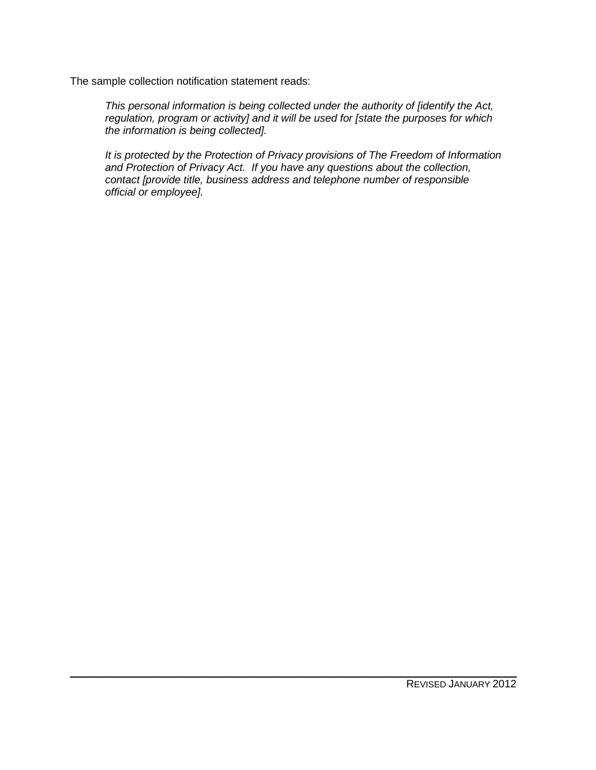The sample collection notification statement reads:

> *This personal information is being collected under the authority of [identify the Act, regulation, program or activity] and it will be used for [state the purposes for which the information is being collected].*
>
> *It is protected by the Protection of Privacy provisions of The Freedom of Information and Protection of Privacy Act. If you have any questions about the collection, contact [provide title, business address and telephone number of responsible official or employee].*